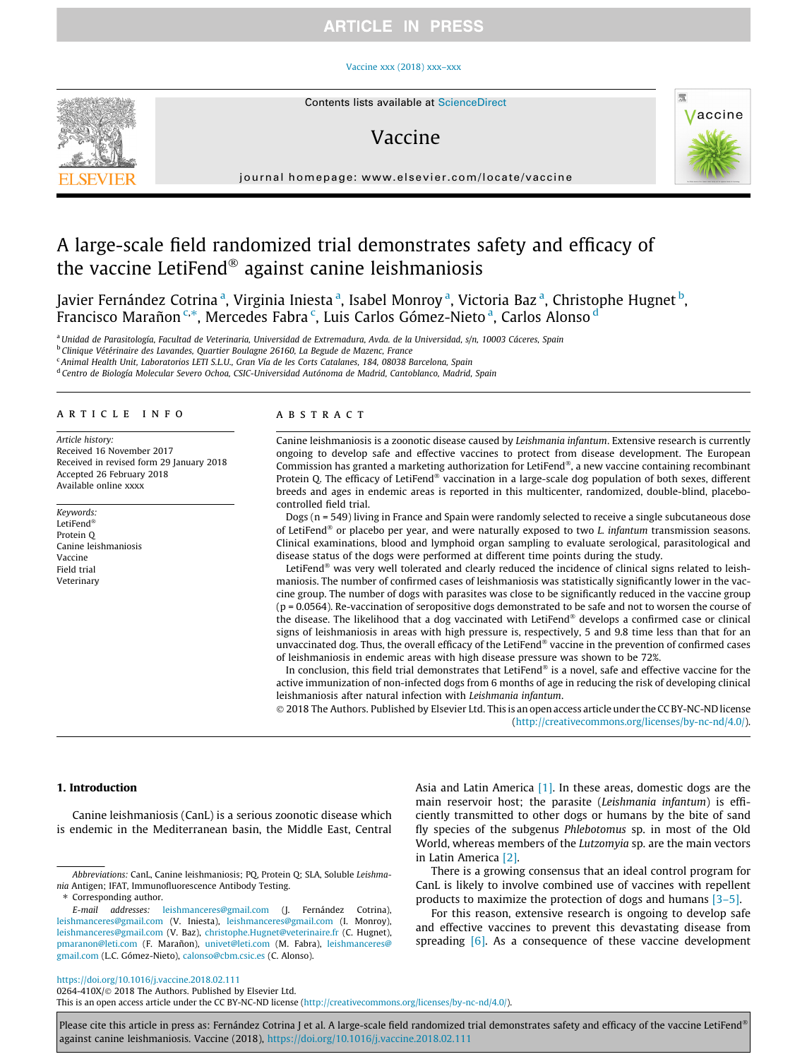# A large-scale field randomized trial demonstrates safety and efficacy of the vaccine LetiFend® against canine leishmaniosis

Javier Fernández Cotrina [a], Virginia Iniesta [a], Isabel Monroy [a], Victoria Baz [a], Christophe Hugnet [b], Francisco Marañon [c,*], Mercedes Fabra [c], Luis Carlos Gómez-Nieto [a], Carlos Alonso [d]

[a] Unidad de Parasitología, Facultad de Veterinaria, Universidad de Extremadura, Avda. de la Universidad, s/n, 10003 Cáceres, Spain
[b] Clinique Vétérinaire des Lavandes, Quartier Boulagne 26160, La Begude de Mazenc, France
[c] Animal Health Unit, Laboratorios LETI S.L.U., Gran Vía de les Corts Catalanes, 184, 08038 Barcelona, Spain
[d] Centro de Biología Molecular Severo Ochoa, CSIC-Universidad Autónoma de Madrid, Cantoblanco, Madrid, Spain

## ARTICLE INFO

*Article history:*
Received 16 November 2017
Received in revised form 29 January 2018
Accepted 26 February 2018
Available online xxxx

*Keywords:*
LetiFend®
Protein Q
Canine leishmaniosis
Vaccine
Field trial
Veterinary

## ABSTRACT

Canine leishmaniosis is a zoonotic disease caused by *Leishmania infantum*. Extensive research is currently ongoing to develop safe and effective vaccines to protect from disease development. The European Commission has granted a marketing authorization for LetiFend®, a new vaccine containing recombinant Protein Q. The efficacy of LetiFend® vaccination in a large-scale dog population of both sexes, different breeds and ages in endemic areas is reported in this multicenter, randomized, double-blind, placebo-controlled field trial.

Dogs (n = 549) living in France and Spain were randomly selected to receive a single subcutaneous dose of LetiFend® or placebo per year, and were naturally exposed to two *L. infantum* transmission seasons. Clinical examinations, blood and lymphoid organ sampling to evaluate serological, parasitological and disease status of the dogs were performed at different time points during the study.

LetiFend® was very well tolerated and clearly reduced the incidence of clinical signs related to leishmaniosis. The number of confirmed cases of leishmaniosis was statistically significantly lower in the vaccine group. The number of dogs with parasites was close to be significantly reduced in the vaccine group ($p = 0.0564$). Re-vaccination of seropositive dogs demonstrated to be safe and not to worsen the course of the disease. The likelihood that a dog vaccinated with LetiFend® develops a confirmed case or clinical signs of leishmaniosis in areas with high pressure is, respectively, 5 and 9.8 time less than that for an unvaccinated dog. Thus, the overall efficacy of the LetiFend® vaccine in the prevention of confirmed cases of leishmaniosis in endemic areas with high disease pressure was shown to be 72%.

In conclusion, this field trial demonstrates that LetiFend® is a novel, safe and effective vaccine for the active immunization of non-infected dogs from 6 months of age in reducing the risk of developing clinical leishmaniosis after natural infection with *Leishmania infantum*.

© 2018 The Authors. Published by Elsevier Ltd. This is an open access article under the CC BY-NC-ND license (http://creativecommons.org/licenses/by-nc-nd/4.0/).

## 1. Introduction

Canine leishmaniosis (CanL) is a serious zoonotic disease which is endemic in the Mediterranean basin, the Middle East, Central Asia and Latin America [1]. In these areas, domestic dogs are the main reservoir host; the parasite (*Leishmania infantum*) is efficiently transmitted to other dogs or humans by the bite of sand fly species of the subgenus *Phlebotomus* sp. in most of the Old World, whereas members of the *Lutzomyia* sp. are the main vectors in Latin America [2].

There is a growing consensus that an ideal control program for CanL is likely to involve combined use of vaccines with repellent products to maximize the protection of dogs and humans [3–5].

For this reason, extensive research is ongoing to develop safe and effective vaccines to prevent this devastating disease from spreading [6]. As a consequence of these vaccine development

*Abbreviations:* CanL, Canine leishmaniosis; PQ, Protein Q; SLA, Soluble *Leishmania* Antigen; IFAT, Immunofluorescence Antibody Testing.

\* Corresponding author.

*E-mail addresses:* leishmanceres@gmail.com (J. Fernández Cotrina), leishmanceres@gmail.com (V. Iniesta), leishmanceres@gmail.com (I. Monroy), leishmanceres@gmail.com (V. Baz), christophe.Hugnet@veterinaire.fr (C. Hugnet), pmaranon@leti.com (F. Marañon), univet@leti.com (M. Fabra), leishmanceres@gmail.com (L.C. Gómez-Nieto), calonso@cbm.csic.es (C. Alonso).

https://doi.org/10.1016/j.vaccine.2018.02.111
0264-410X/© 2018 The Authors. Published by Elsevier Ltd.
This is an open access article under the CC BY-NC-ND license (http://creativecommons.org/licenses/by-nc-nd/4.0/).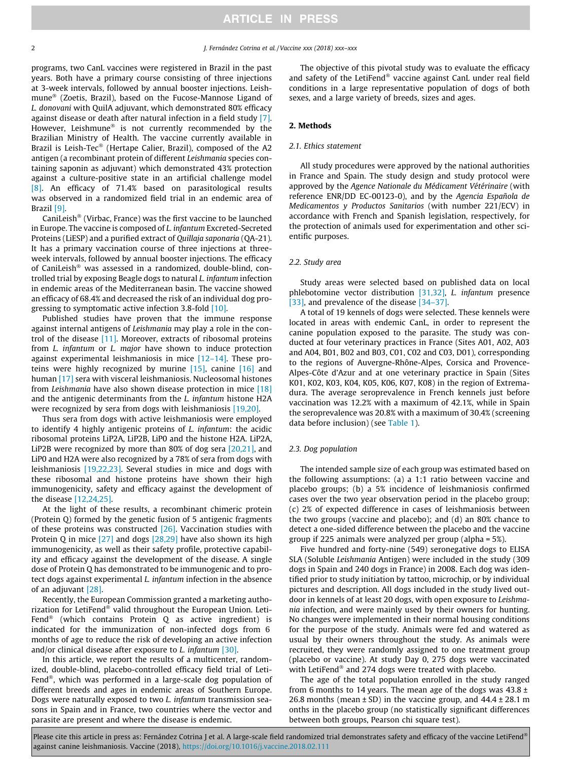programs, two CanL vaccines were registered in Brazil in the past years. Both have a primary course consisting of three injections at 3-week intervals, followed by annual booster injections. Leishmune® (Zoetis, Brazil), based on the Fucose-Mannose Ligand of *L. donovani* with QuilA adjuvant, which demonstrated 80% efficacy against disease or death after natural infection in a field study [7]. However, Leishmune® is not currently recommended by the Brazilian Ministry of Health. The vaccine currently available in Brazil is Leish-Tec® (Hertape Calier, Brazil), composed of the A2 antigen (a recombinant protein of different *Leishmania* species containing saponin as adjuvant) which demonstrated 43% protection against a culture-positive state in an artificial challenge model [8]. An efficacy of 71.4% based on parasitological results was observed in a randomized field trial in an endemic area of Brazil [9].

CaniLeish® (Virbac, France) was the first vaccine to be launched in Europe. The vaccine is composed of *L. infantum* Excreted-Secreted Proteins (LiESP) and a purified extract of *Quillaja saponaria* (QA-21). It has a primary vaccination course of three injections at three-week intervals, followed by annual booster injections. The efficacy of CaniLeish® was assessed in a randomized, double-blind, controlled trial by exposing Beagle dogs to natural *L. infantum* infection in endemic areas of the Mediterranean basin. The vaccine showed an efficacy of 68.4% and decreased the risk of an individual dog progressing to symptomatic active infection 3.8-fold [10].

Published studies have proven that the immune response against internal antigens of *Leishmania* may play a role in the control of the disease [11]. Moreover, extracts of ribosomal proteins from *L. infantum* or *L. major* have shown to induce protection against experimental leishmaniosis in mice [12–14]. These proteins were highly recognized by murine [15], canine [16] and human [17] sera with visceral leishmaniosis. Nucleosomal histones from *Leishmania* have also shown disease protection in mice [18] and the antigenic determinants from the *L. infantum* histone H2A were recognized by sera from dogs with leishmaniosis [19,20].

Thus sera from dogs with active leishmaniosis were employed to identify 4 highly antigenic proteins of *L. infantum*: the acidic ribosomal proteins LiP2A, LiP2B, LiP0 and the histone H2A. LiP2A, LiP2B were recognized by more than 80% of dog sera [20,21], and LiP0 and H2A were also recognized by a 78% of sera from dogs with leishmaniosis [19,22,23]. Several studies in mice and dogs with these ribosomal and histone proteins have shown their high immunogenicity, safety and efficacy against the development of the disease [12,24,25].

At the light of these results, a recombinant chimeric protein (Protein Q) formed by the genetic fusion of 5 antigenic fragments of these proteins was constructed [26]. Vaccination studies with Protein Q in mice [27] and dogs [28,29] have also shown its high immunogenicity, as well as their safety profile, protective capability and efficacy against the development of the disease. A single dose of Protein Q has demonstrated to be immunogenic and to protect dogs against experimental *L. infantum* infection in the absence of an adjuvant [28].

Recently, the European Commission granted a marketing authorization for LetiFend® valid throughout the European Union. LetiFend® (which contains Protein Q as active ingredient) is indicated for the immunization of non-infected dogs from 6 months of age to reduce the risk of developing an active infection and/or clinical disease after exposure to *L. infantum* [30].

In this article, we report the results of a multicenter, randomized, double-blind, placebo-controlled efficacy field trial of LetiFend®, which was performed in a large-scale dog population of different breeds and ages in endemic areas of Southern Europe. Dogs were naturally exposed to two *L. infantum* transmission seasons in Spain and in France, two countries where the vector and parasite are present and where the disease is endemic.

The objective of this pivotal study was to evaluate the efficacy and safety of the LetiFend® vaccine against CanL under real field conditions in a large representative population of dogs of both sexes, and a large variety of breeds, sizes and ages.

## 2. Methods

### 2.1. Ethics statement

All study procedures were approved by the national authorities in France and Spain. The study design and study protocol were approved by the *Agence Nationale du Médicament Vétérinaire* (with reference ENR/DD EC-00123-0), and by the *Agencia Española de Medicamentos y Productos Sanitarios* (with number 221/ECV) in accordance with French and Spanish legislation, respectively, for the protection of animals used for experimentation and other scientific purposes.

### 2.2. Study area

Study areas were selected based on published data on local phlebotomine vector distribution [31,32], *L. infantum* presence [33], and prevalence of the disease [34–37].

A total of 19 kennels of dogs were selected. These kennels were located in areas with endemic CanL, in order to represent the canine population exposed to the parasite. The study was conducted at four veterinary practices in France (Sites A01, A02, A03 and A04, B01, B02 and B03, C01, C02 and C03, D01), corresponding to the regions of Auvergne-Rhône-Alpes, Corsica and Provence-Alpes-Côte d'Azur and at one veterinary practice in Spain (Sites K01, K02, K03, K04, K05, K06, K07, K08) in the region of Extremadura. The average seroprevalence in French kennels just before vaccination was 12.2% with a maximum of 42.1%, while in Spain the seroprevalence was 20.8% with a maximum of 30.4% (screening data before inclusion) (see Table 1).

### 2.3. Dog population

The intended sample size of each group was estimated based on the following assumptions: (a) a 1:1 ratio between vaccine and placebo groups; (b) a 5% incidence of leishmaniosis confirmed cases over the two year observation period in the placebo group; (c) 2% of expected difference in cases of leishmaniosis between the two groups (vaccine and placebo); and (d) an 80% chance to detect a one-sided difference between the placebo and the vaccine group if 225 animals were analyzed per group (alpha = 5%).

Five hundred and forty-nine (549) seronegative dogs to ELISA SLA (Soluble *Leishmania* Antigen) were included in the study (309 dogs in Spain and 240 dogs in France) in 2008. Each dog was identified prior to study initiation by tattoo, microchip, or by individual pictures and description. All dogs included in the study lived outdoor in kennels of at least 20 dogs, with open exposure to *Leishmania* infection, and were mainly used by their owners for hunting. No changes were implemented in their normal housing conditions for the purpose of the study. Animals were fed and watered as usual by their owners throughout the study. As animals were recruited, they were randomly assigned to one treatment group (placebo or vaccine). At study Day 0, 275 dogs were vaccinated with LetiFend® and 274 dogs were treated with placebo.

The age of the total population enrolled in the study ranged from 6 months to 14 years. The mean age of the dogs was 43.8 ± 26.8 months (mean ± SD) in the vaccine group, and 44.4 ± 28.1 m onths in the placebo group (no statistically significant differences between both groups, Pearson chi square test).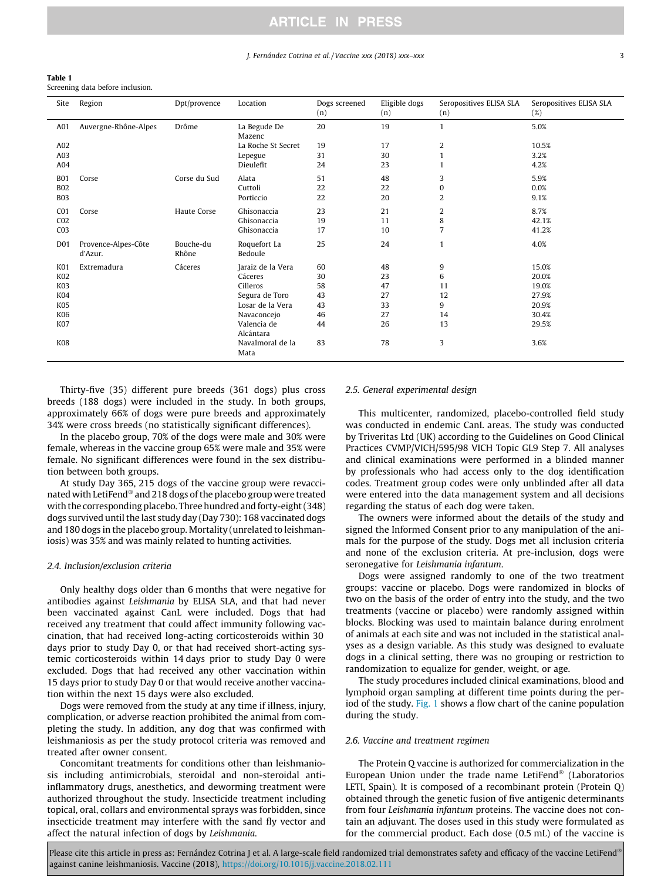**Table 1**
Screening data before inclusion.

| Site | Region | Dpt/provence | Location | Dogs screened (n) | Eligible dogs (n) | Seropositives ELISA SLA (n) | Seropositives ELISA SLA (%) |
|---|---|---|---|---|---|---|---|
| A01 | Auvergne-Rhône-Alpes | Drôme | La Begude De Mazenc | 20 | 19 | 1 | 5.0% |
| A02 | | | La Roche St Secret | 19 | 17 | 2 | 10.5% |
| A03 | | | Lepegue | 31 | 30 | 1 | 3.2% |
| A04 | | | Dieulefit | 24 | 23 | 1 | 4.2% |
| B01 | Corse | Corse du Sud | Alata | 51 | 48 | 3 | 5.9% |
| B02 | | | Cuttoli | 22 | 22 | 0 | 0.0% |
| B03 | | | Porticcio | 22 | 20 | 2 | 9.1% |
| C01 | Corse | Haute Corse | Ghisonaccia | 23 | 21 | 2 | 8.7% |
| C02 | | | Ghisonaccia | 19 | 11 | 8 | 42.1% |
| C03 | | | Ghisonaccia | 17 | 10 | 7 | 41.2% |
| D01 | Provence-Alpes-Côte d'Azur. | Bouche-du Rhône | Roquefort La Bedoule | 25 | 24 | 1 | 4.0% |
| K01 | Extremadura | Cáceres | Jaraiz de la Vera | 60 | 48 | 9 | 15.0% |
| K02 | | | Cáceres | 30 | 23 | 6 | 20.0% |
| K03 | | | Cilleros | 58 | 47 | 11 | 19.0% |
| K04 | | | Segura de Toro | 43 | 27 | 12 | 27.9% |
| K05 | | | Losar de la Vera | 43 | 33 | 9 | 20.9% |
| K06 | | | Navaconcejo | 46 | 27 | 14 | 30.4% |
| K07 | | | Valencia de Alcántara | 44 | 26 | 13 | 29.5% |
| K08 | | | Navalmoral de la Mata | 83 | 78 | 3 | 3.6% |

Thirty-five (35) different pure breeds (361 dogs) plus cross breeds (188 dogs) were included in the study. In both groups, approximately 66% of dogs were pure breeds and approximately 34% were cross breeds (no statistically significant differences).

In the placebo group, 70% of the dogs were male and 30% were female, whereas in the vaccine group 65% were male and 35% were female. No significant differences were found in the sex distribution between both groups.

At study Day 365, 215 dogs of the vaccine group were revaccinated with LetiFend® and 218 dogs of the placebo group were treated with the corresponding placebo. Three hundred and forty-eight (348) dogs survived until the last study day (Day 730): 168 vaccinated dogs and 180 dogs in the placebo group. Mortality (unrelated to leishmaniosis) was 35% and was mainly related to hunting activities.

### 2.4. Inclusion/exclusion criteria

Only healthy dogs older than 6 months that were negative for antibodies against *Leishmania* by ELISA SLA, and that had never been vaccinated against CanL were included. Dogs that had received any treatment that could affect immunity following vaccination, that had received long-acting corticosteroids within 30 days prior to study Day 0, or that had received short-acting systemic corticosteroids within 14 days prior to study Day 0 were excluded. Dogs that had received any other vaccination within 15 days prior to study Day 0 or that would receive another vaccination within the next 15 days were also excluded.

Dogs were removed from the study at any time if illness, injury, complication, or adverse reaction prohibited the animal from completing the study. In addition, any dog that was confirmed with leishmaniosis as per the study protocol criteria was removed and treated after owner consent.

Concomitant treatments for conditions other than leishmaniosis including antimicrobials, steroidal and non-steroidal anti-inflammatory drugs, anesthetics, and deworming treatment were authorized throughout the study. Insecticide treatment including topical, oral, collars and environmental sprays was forbidden, since insecticide treatment may interfere with the sand fly vector and affect the natural infection of dogs by *Leishmania*.

### 2.5. General experimental design

This multicenter, randomized, placebo-controlled field study was conducted in endemic CanL areas. The study was conducted by Triveritas Ltd (UK) according to the Guidelines on Good Clinical Practices CVMP/VICH/595/98 VICH Topic GL9 Step 7. All analyses and clinical examinations were performed in a blinded manner by professionals who had access only to the dog identification codes. Treatment group codes were only unblinded after all data were entered into the data management system and all decisions regarding the status of each dog were taken.

The owners were informed about the details of the study and signed the Informed Consent prior to any manipulation of the animals for the purpose of the study. Dogs met all inclusion criteria and none of the exclusion criteria. At pre-inclusion, dogs were seronegative for *Leishmania infantum*.

Dogs were assigned randomly to one of the two treatment groups: vaccine or placebo. Dogs were randomized in blocks of two on the basis of the order of entry into the study, and the two treatments (vaccine or placebo) were randomly assigned within blocks. Blocking was used to maintain balance during enrolment of animals at each site and was not included in the statistical analyses as a design variable. As this study was designed to evaluate dogs in a clinical setting, there was no grouping or restriction to randomization to equalize for gender, weight, or age.

The study procedures included clinical examinations, blood and lymphoid organ sampling at different time points during the period of the study. Fig. 1 shows a flow chart of the canine population during the study.

### 2.6. Vaccine and treatment regimen

The Protein Q vaccine is authorized for commercialization in the European Union under the trade name LetiFend® (Laboratorios LETI, Spain). It is composed of a recombinant protein (Protein Q) obtained through the genetic fusion of five antigenic determinants from four *Leishmania infantum* proteins. The vaccine does not contain an adjuvant. The doses used in this study were formulated as for the commercial product. Each dose (0.5 mL) of the vaccine is

Please cite this article in press as: Fernández Cotrina J et al. A large-scale field randomized trial demonstrates safety and efficacy of the vaccine LetiFend® against canine leishmaniosis. Vaccine (2018), https://doi.org/10.1016/j.vaccine.2018.02.111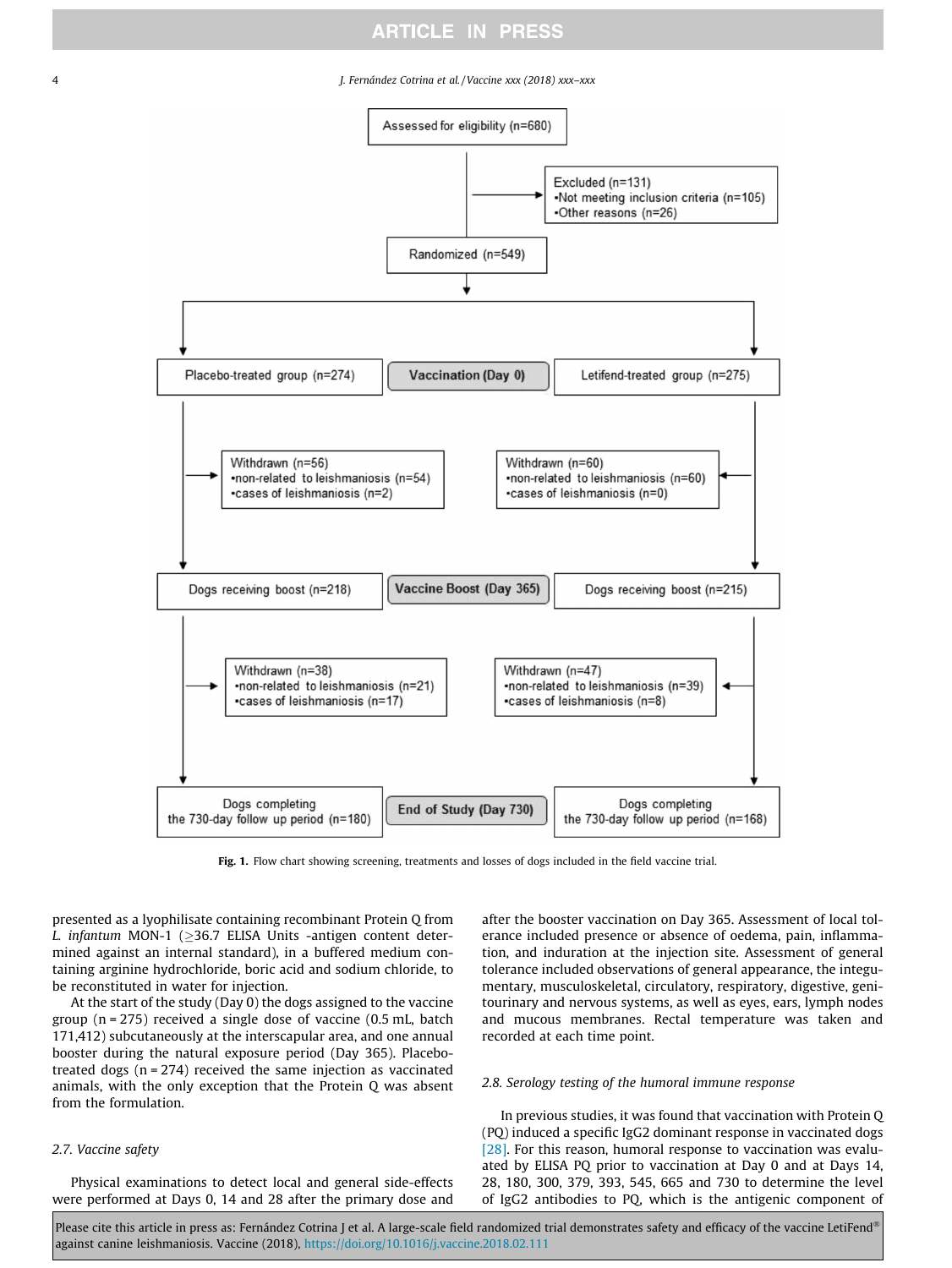Assessed for eligibility (n=680)

Excluded (n=131)
•Not meeting inclusion criteria (n=105)
•Other reasons (n=26)

Randomized (n=549)

Placebo-treated group (n=274)

Vaccination (Day 0)

Letifend-treated group (n=275)

Withdrawn (n=56)
•non-related to leishmaniosis (n=54)
•cases of leishmaniosis (n=2)

Withdrawn (n=60)
•non-related to leishmaniosis (n=60)
•cases of leishmaniosis (n=0)

Dogs receiving boost (n=218)

Vaccine Boost (Day 365)

Dogs receiving boost (n=215)

Withdrawn (n=38)
•non-related to leishmaniosis (n=21)
•cases of leishmaniosis (n=17)

Withdrawn (n=47)
•non-related to leishmaniosis (n=39)
•cases of leishmaniosis (n=8)

Dogs completing the 730-day follow up period (n=180)

End of Study (Day 730)

Dogs completing the 730-day follow up period (n=168)

**Fig. 1.** Flow chart showing screening, treatments and losses of dogs included in the field vaccine trial.

presented as a lyophilisate containing recombinant Protein Q from *L. infantum* MON-1 (≥36.7 ELISA Units -antigen content determined against an internal standard), in a buffered medium containing arginine hydrochloride, boric acid and sodium chloride, to be reconstituted in water for injection.

At the start of the study (Day 0) the dogs assigned to the vaccine group (n = 275) received a single dose of vaccine (0.5 mL, batch 171,412) subcutaneously at the interscapular area, and one annual booster during the natural exposure period (Day 365). Placebo-treated dogs (n = 274) received the same injection as vaccinated animals, with the only exception that the Protein Q was absent from the formulation.

### 2.7. Vaccine safety

Physical examinations to detect local and general side-effects were performed at Days 0, 14 and 28 after the primary dose and after the booster vaccination on Day 365. Assessment of local tolerance included presence or absence of oedema, pain, inflammation, and induration at the injection site. Assessment of general tolerance included observations of general appearance, the integumentary, musculoskeletal, circulatory, respiratory, digestive, genitourinary and nervous systems, as well as eyes, ears, lymph nodes and mucous membranes. Rectal temperature was taken and recorded at each time point.

### 2.8. Serology testing of the humoral immune response

In previous studies, it was found that vaccination with Protein Q (PQ) induced a specific IgG2 dominant response in vaccinated dogs [28]. For this reason, humoral response to vaccination was evaluated by ELISA PQ prior to vaccination at Day 0 and at Days 14, 28, 180, 300, 379, 393, 545, 665 and 730 to determine the level of IgG2 antibodies to PQ, which is the antigenic component of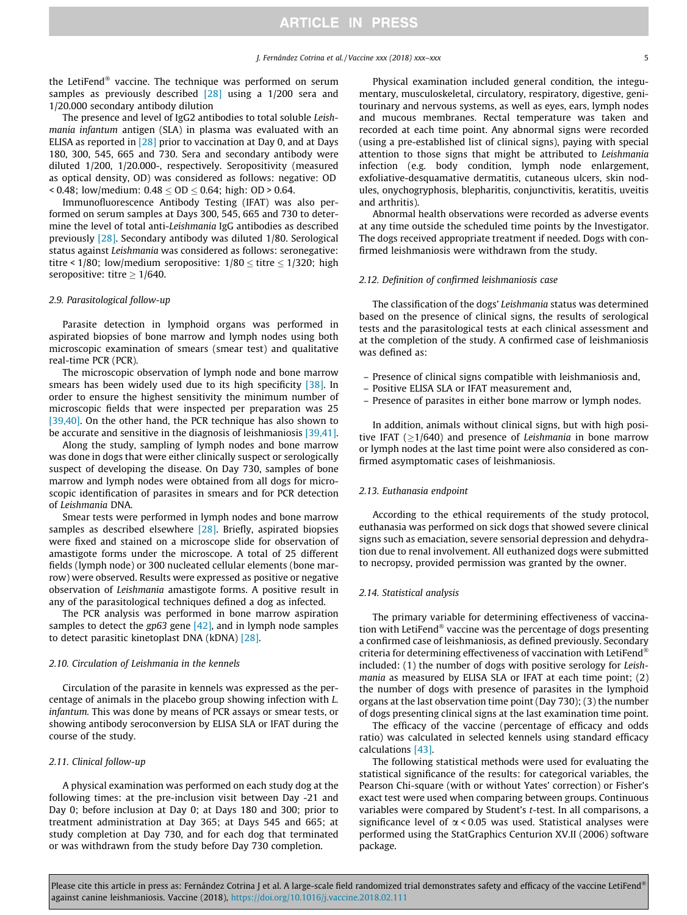the LetiFend® vaccine. The technique was performed on serum samples as previously described [28] using a 1/200 sera and 1/20.000 secondary antibody dilution

The presence and level of IgG2 antibodies to total soluble *Leishmania infantum* antigen (SLA) in plasma was evaluated with an ELISA as reported in [28] prior to vaccination at Day 0, and at Days 180, 300, 545, 665 and 730. Sera and secondary antibody were diluted 1/200, 1/20.000-, respectively. Seropositivity (measured as optical density, OD) was considered as follows: negative: OD < 0.48; low/medium: 0.48 ≤ OD ≤ 0.64; high: OD > 0.64.

Immunofluorescence Antibody Testing (IFAT) was also performed on serum samples at Days 300, 545, 665 and 730 to determine the level of total anti-*Leishmania* IgG antibodies as described previously [28]. Secondary antibody was diluted 1/80. Serological status against *Leishmania* was considered as follows: seronegative: titre < 1/80; low/medium seropositive: 1/80 ≤ titre ≤ 1/320; high seropositive: titre ≥ 1/640.

### 2.9. Parasitological follow-up

Parasite detection in lymphoid organs was performed in aspirated biopsies of bone marrow and lymph nodes using both microscopic examination of smears (smear test) and qualitative real-time PCR (PCR).

The microscopic observation of lymph node and bone marrow smears has been widely used due to its high specificity [38]. In order to ensure the highest specificity the minimum number of microscopic fields that were inspected per preparation was 25 [39,40]. On the other hand, the PCR technique has also shown to be accurate and sensitive in the diagnosis of leishmaniosis [39,41].

Along the study, sampling of lymph nodes and bone marrow was done in dogs that were either clinically suspect or serologically suspect of developing the disease. On Day 730, samples of bone marrow and lymph nodes were obtained from all dogs for microscopic identification of parasites in smears and for PCR detection of *Leishmania* DNA.

Smear tests were performed in lymph nodes and bone marrow samples as described elsewhere [28]. Briefly, aspirated biopsies were fixed and stained on a microscope slide for observation of amastigote forms under the microscope. A total of 25 different fields (lymph node) or 300 nucleated cellular elements (bone marrow) were observed. Results were expressed as positive or negative observation of *Leishmania* amastigote forms. A positive result in any of the parasitological techniques defined a dog as infected.

The PCR analysis was performed in bone marrow aspiration samples to detect the *gp63* gene [42], and in lymph node samples to detect parasitic kinetoplast DNA (kDNA) [28].

### 2.10. Circulation of Leishmania in the kennels

Circulation of the parasite in kennels was expressed as the percentage of animals in the placebo group showing infection with *L. infantum*. This was done by means of PCR assays or smear tests, or showing antibody seroconversion by ELISA SLA or IFAT during the course of the study.

### 2.11. Clinical follow-up

A physical examination was performed on each study dog at the following times: at the pre-inclusion visit between Day -21 and Day 0; before inclusion at Day 0; at Days 180 and 300; prior to treatment administration at Day 365; at Days 545 and 665; at study completion at Day 730, and for each dog that terminated or was withdrawn from the study before Day 730 completion.

Physical examination included general condition, the integumentary, musculoskeletal, circulatory, respiratory, digestive, genitourinary and nervous systems, as well as eyes, ears, lymph nodes and mucous membranes. Rectal temperature was taken and recorded at each time point. Any abnormal signs were recorded (using a pre-established list of clinical signs), paying with special attention to those signs that might be attributed to *Leishmania* infection (e.g. body condition, lymph node enlargement, exfoliative-desquamative dermatitis, cutaneous ulcers, skin nodules, onychogryphosis, blepharitis, conjunctivitis, keratitis, uveitis and arthritis).

Abnormal health observations were recorded as adverse events at any time outside the scheduled time points by the Investigator. The dogs received appropriate treatment if needed. Dogs with confirmed leishmaniosis were withdrawn from the study.

### 2.12. Definition of confirmed leishmaniosis case

The classification of the dogs' *Leishmania* status was determined based on the presence of clinical signs, the results of serological tests and the parasitological tests at each clinical assessment and at the completion of the study. A confirmed case of leishmaniosis was defined as:

- Presence of clinical signs compatible with leishmaniosis and,
- Positive ELISA SLA or IFAT measurement and,
- Presence of parasites in either bone marrow or lymph nodes.

In addition, animals without clinical signs, but with high positive IFAT (≥1/640) and presence of *Leishmania* in bone marrow or lymph nodes at the last time point were also considered as confirmed asymptomatic cases of leishmaniosis.

### 2.13. Euthanasia endpoint

According to the ethical requirements of the study protocol, euthanasia was performed on sick dogs that showed severe clinical signs such as emaciation, severe sensorial depression and dehydration due to renal involvement. All euthanized dogs were submitted to necropsy, provided permission was granted by the owner.

### 2.14. Statistical analysis

The primary variable for determining effectiveness of vaccination with LetiFend® vaccine was the percentage of dogs presenting a confirmed case of leishmaniosis, as defined previously. Secondary criteria for determining effectiveness of vaccination with LetiFend® included: (1) the number of dogs with positive serology for *Leishmania* as measured by ELISA SLA or IFAT at each time point; (2) the number of dogs with presence of parasites in the lymphoid organs at the last observation time point (Day 730); (3) the number of dogs presenting clinical signs at the last examination time point.

The efficacy of the vaccine (percentage of efficacy and odds ratio) was calculated in selected kennels using standard efficacy calculations [43].

The following statistical methods were used for evaluating the statistical significance of the results: for categorical variables, the Pearson Chi-square (with or without Yates' correction) or Fisher's exact test were used when comparing between groups. Continuous variables were compared by Student's *t*-test. In all comparisons, a significance level of $\alpha < 0.05$ was used. Statistical analyses were performed using the StatGraphics Centurion XV.II (2006) software package.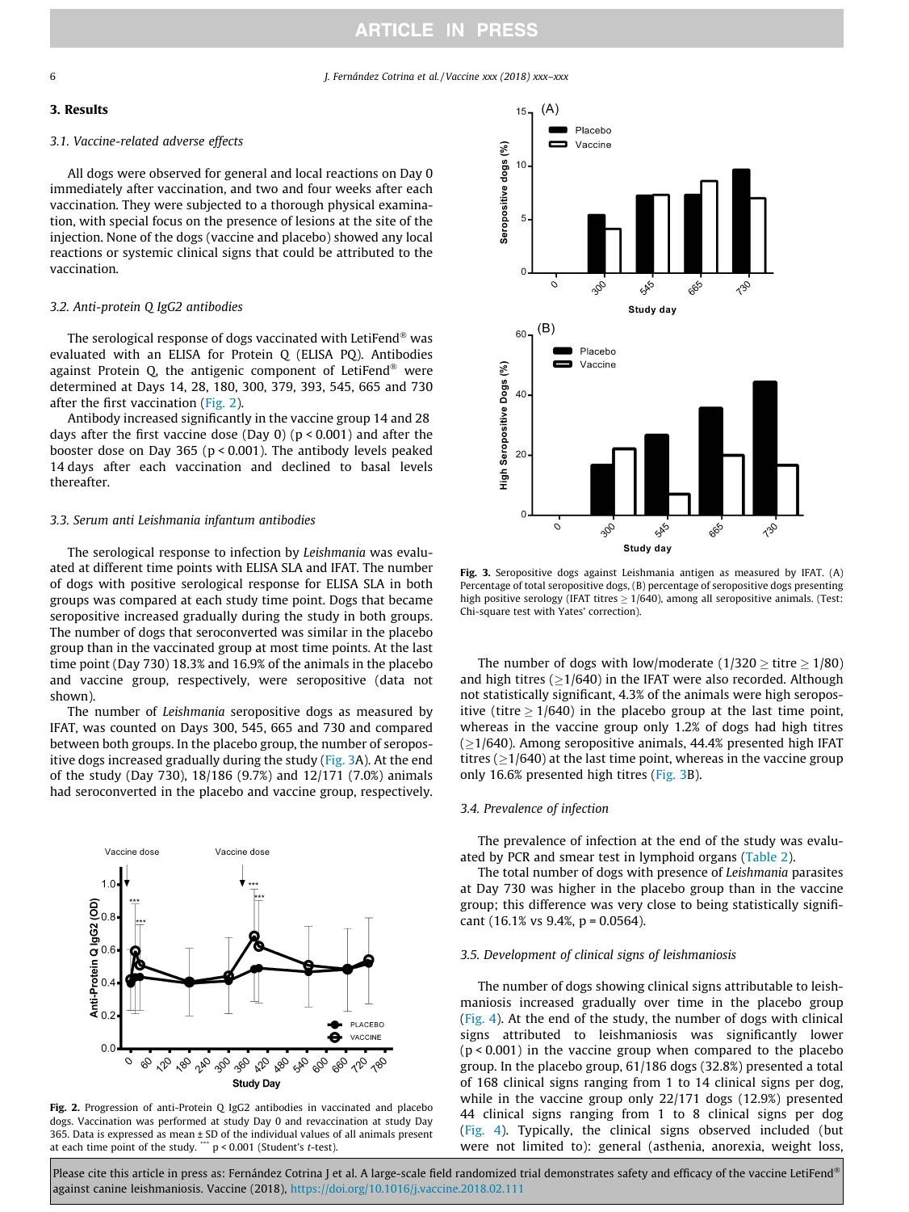## 3. Results

### 3.1. Vaccine-related adverse effects

All dogs were observed for general and local reactions on Day 0 immediately after vaccination, and two and four weeks after each vaccination. They were subjected to a thorough physical examination, with special focus on the presence of lesions at the site of the injection. None of the dogs (vaccine and placebo) showed any local reactions or systemic clinical signs that could be attributed to the vaccination.

### 3.2. Anti-protein Q IgG2 antibodies

The serological response of dogs vaccinated with LetiFend® was evaluated with an ELISA for Protein Q (ELISA PQ). Antibodies against Protein Q, the antigenic component of LetiFend® were determined at Days 14, 28, 180, 300, 379, 393, 545, 665 and 730 after the first vaccination (Fig. 2).

Antibody increased significantly in the vaccine group 14 and 28 days after the first vaccine dose (Day 0) (p < 0.001) and after the booster dose on Day 365 (p < 0.001). The antibody levels peaked 14 days after each vaccination and declined to basal levels thereafter.

### 3.3. Serum anti Leishmania infantum antibodies

The serological response to infection by *Leishmania* was evaluated at different time points with ELISA SLA and IFAT. The number of dogs with positive serological response for ELISA SLA in both groups was compared at each study time point. Dogs that became seropositive increased gradually during the study in both groups. The number of dogs that seroconverted was similar in the placebo group than in the vaccinated group at most time points. At the last time point (Day 730) 18.3% and 16.9% of the animals in the placebo and vaccine group, respectively, were seropositive (data not shown).

The number of *Leishmania* seropositive dogs as measured by IFAT, was counted on Days 300, 545, 665 and 730 and compared between both groups. In the placebo group, the number of seropositive dogs increased gradually during the study (Fig. 3A). At the end of the study (Day 730), 18/186 (9.7%) and 12/171 (7.0%) animals had seroconverted in the placebo and vaccine group, respectively.

Vaccine dose

Vaccine dose

1.0
0.8
0.6
0.4
0.2
0.0

Anti-Protein Q IgG2 (OD)

***

***

***

***

PLACEBO
VACCINE

0 60 120 180 240 300 360 420 480 540 600 660 720 780

Study Day

**Fig. 2.** Progression of anti-Protein Q IgG2 antibodies in vaccinated and placebo dogs. Vaccination was performed at study Day 0 and revaccination at study Day 365. Data is expressed as mean ± SD of the individual values of all animals present at each time point of the study. *** p < 0.001 (Student's *t*-test).

(A)

15
10
5
0

Seropositive dogs (%)

Placebo
Vaccine

0 300 545 665 730

Study day

(B)

60
40
20
0

High Seropositive Dogs (%)

Placebo
Vaccine

0 300 545 665 730

Study day

**Fig. 3.** Seropositive dogs against Leishmania antigen as measured by IFAT. (A) Percentage of total seropositive dogs, (B) percentage of seropositive dogs presenting high positive serology (IFAT titres ≥ 1/640), among all seropositive animals. (Test: Chi-square test with Yates' correction).

The number of dogs with low/moderate (1/320 ≥ titre ≥ 1/80) and high titres (≥1/640) in the IFAT were also recorded. Although not statistically significant, 4.3% of the animals were high seropositive (titre ≥ 1/640) in the placebo group at the last time point, whereas in the vaccine group only 1.2% of dogs had high titres (≥1/640). Among seropositive animals, 44.4% presented high IFAT titres (≥1/640) at the last time point, whereas in the vaccine group only 16.6% presented high titres (Fig. 3B).

### 3.4. Prevalence of infection

The prevalence of infection at the end of the study was evaluated by PCR and smear test in lymphoid organs (Table 2).

The total number of dogs with presence of *Leishmania* parasites at Day 730 was higher in the placebo group than in the vaccine group; this difference was very close to being statistically significant (16.1% vs 9.4%, p = 0.0564).

### 3.5. Development of clinical signs of leishmaniosis

The number of dogs showing clinical signs attributable to leishmaniosis increased gradually over time in the placebo group (Fig. 4). At the end of the study, the number of dogs with clinical signs attributed to leishmaniosis was significantly lower (p < 0.001) in the vaccine group when compared to the placebo group. In the placebo group, 61/186 dogs (32.8%) presented a total of 168 clinical signs ranging from 1 to 14 clinical signs per dog, while in the vaccine group only 22/171 dogs (12.9%) presented 44 clinical signs ranging from 1 to 8 clinical signs per dog (Fig. 4). Typically, the clinical signs observed included (but were not limited to): general (asthenia, anorexia, weight loss,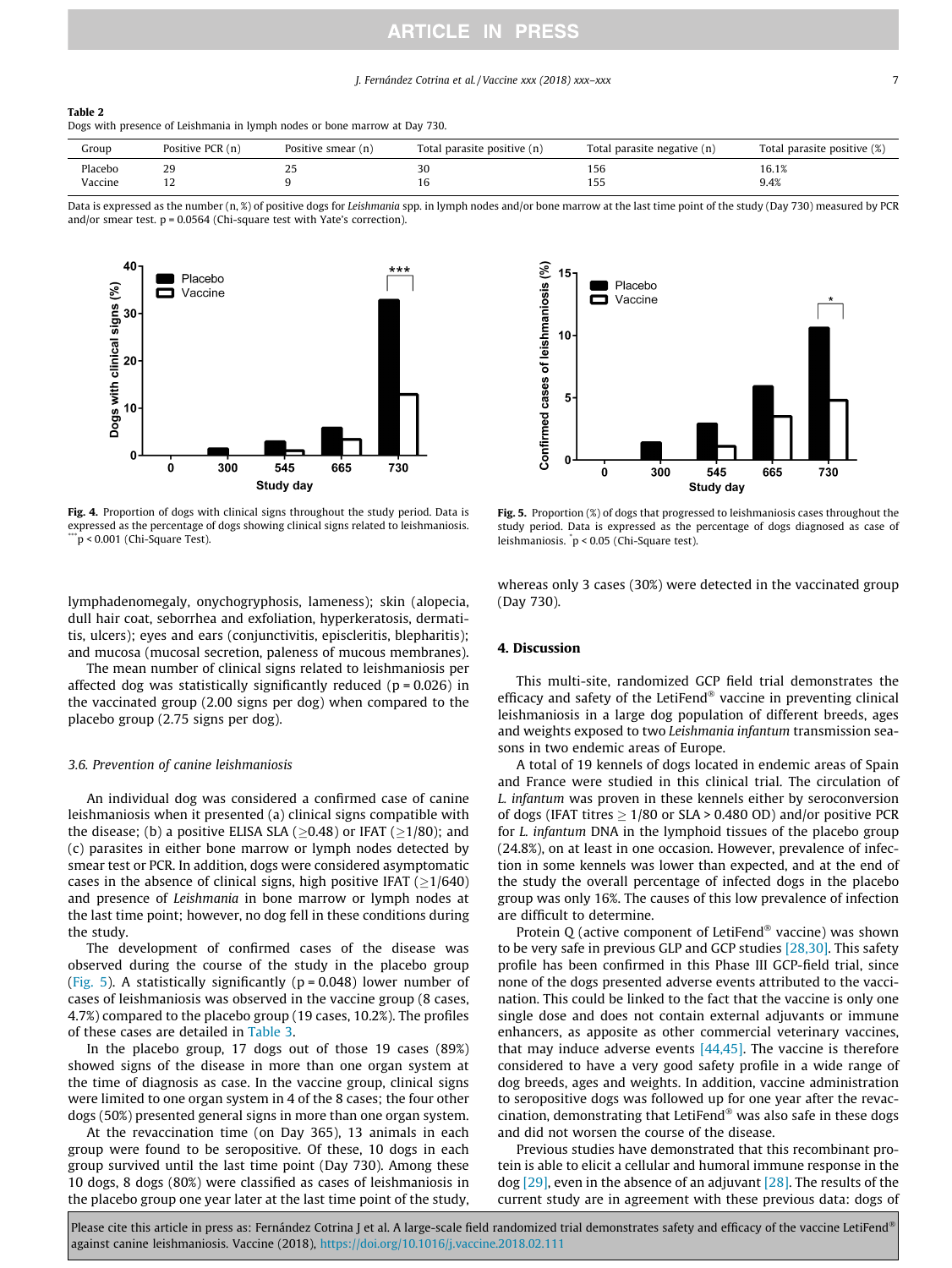**Table 2**
Dogs with presence of Leishmania in lymph nodes or bone marrow at Day 730.

| Group | Positive PCR (n) | Positive smear (n) | Total parasite positive (n) | Total parasite negative (n) | Total parasite positive (%) |
|---|---|---|---|---|---|
| Placebo | 29 | 25 | 30 | 156 | 16.1% |
| Vaccine | 12 | 9 | 16 | 155 | 9.4% |

Data is expressed as the number (n, %) of positive dogs for *Leishmania* spp. in lymph nodes and/or bone marrow at the last time point of the study (Day 730) measured by PCR and/or smear test. p = 0.0564 (Chi-square test with Yate's correction).

Placebo
Vaccine
***
Dogs with clinical signs (%)
40
30
20
10
0
0
300
545
665
730
Study day

**Fig. 4.** Proportion of dogs with clinical signs throughout the study period. Data is expressed as the percentage of dogs showing clinical signs related to leishmaniosis. ***p < 0.001 (Chi-Square Test).

Placebo
Vaccine
*
Confirmed cases of leishmaniosis (%)
15
10
5
0
0
300
545
665
730
Study day

**Fig. 5.** Proportion (%) of dogs that progressed to leishmaniosis cases throughout the study period. Data is expressed as the percentage of dogs diagnosed as case of leishmaniosis. *p < 0.05 (Chi-Square test).

lymphadenomegaly, onychogryphosis, lameness); skin (alopecia, dull hair coat, seborrhea and exfoliation, hyperkeratosis, dermatitis, ulcers); eyes and ears (conjunctivitis, episcleritis, blepharitis); and mucosa (mucosal secretion, paleness of mucous membranes).

The mean number of clinical signs related to leishmaniosis per affected dog was statistically significantly reduced (p = 0.026) in the vaccinated group (2.00 signs per dog) when compared to the placebo group (2.75 signs per dog).

### 3.6. Prevention of canine leishmaniosis

An individual dog was considered a confirmed case of canine leishmaniosis when it presented (a) clinical signs compatible with the disease; (b) a positive ELISA SLA (≥0.48) or IFAT (≥1/80); and (c) parasites in either bone marrow or lymph nodes detected by smear test or PCR. In addition, dogs were considered asymptomatic cases in the absence of clinical signs, high positive IFAT (≥1/640) and presence of *Leishmania* in bone marrow or lymph nodes at the last time point; however, no dog fell in these conditions during the study.

The development of confirmed cases of the disease was observed during the course of the study in the placebo group (Fig. 5). A statistically significantly (p = 0.048) lower number of cases of leishmaniosis was observed in the vaccine group (8 cases, 4.7%) compared to the placebo group (19 cases, 10.2%). The profiles of these cases are detailed in Table 3.

In the placebo group, 17 dogs out of those 19 cases (89%) showed signs of the disease in more than one organ system at the time of diagnosis as case. In the vaccine group, clinical signs were limited to one organ system in 4 of the 8 cases; the four other dogs (50%) presented general signs in more than one organ system.

At the revaccination time (on Day 365), 13 animals in each group were found to be seropositive. Of these, 10 dogs in each group survived until the last time point (Day 730). Among these 10 dogs, 8 dogs (80%) were classified as cases of leishmaniosis in the placebo group one year later at the last time point of the study, whereas only 3 cases (30%) were detected in the vaccinated group (Day 730).

## 4. Discussion

This multi-site, randomized GCP field trial demonstrates the efficacy and safety of the LetiFend® vaccine in preventing clinical leishmaniosis in a large dog population of different breeds, ages and weights exposed to two *Leishmania infantum* transmission seasons in two endemic areas of Europe.

A total of 19 kennels of dogs located in endemic areas of Spain and France were studied in this clinical trial. The circulation of *L. infantum* was proven in these kennels either by seroconversion of dogs (IFAT titres ≥ 1/80 or SLA > 0.480 OD) and/or positive PCR for *L. infantum* DNA in the lymphoid tissues of the placebo group (24.8%), on at least in one occasion. However, prevalence of infection in some kennels was lower than expected, and at the end of the study the overall percentage of infected dogs in the placebo group was only 16%. The causes of this low prevalence of infection are difficult to determine.

Protein Q (active component of LetiFend® vaccine) was shown to be very safe in previous GLP and GCP studies [28,30]. This safety profile has been confirmed in this Phase III GCP-field trial, since none of the dogs presented adverse events attributed to the vaccination. This could be linked to the fact that the vaccine is only one single dose and does not contain external adjuvants or immune enhancers, as apposite as other commercial veterinary vaccines, that may induce adverse events [44,45]. The vaccine is therefore considered to have a very good safety profile in a wide range of dog breeds, ages and weights. In addition, vaccine administration to seropositive dogs was followed up for one year after the revaccination, demonstrating that LetiFend® was also safe in these dogs and did not worsen the course of the disease.

Previous studies have demonstrated that this recombinant protein is able to elicit a cellular and humoral immune response in the dog [29], even in the absence of an adjuvant [28]. The results of the current study are in agreement with these previous data: dogs of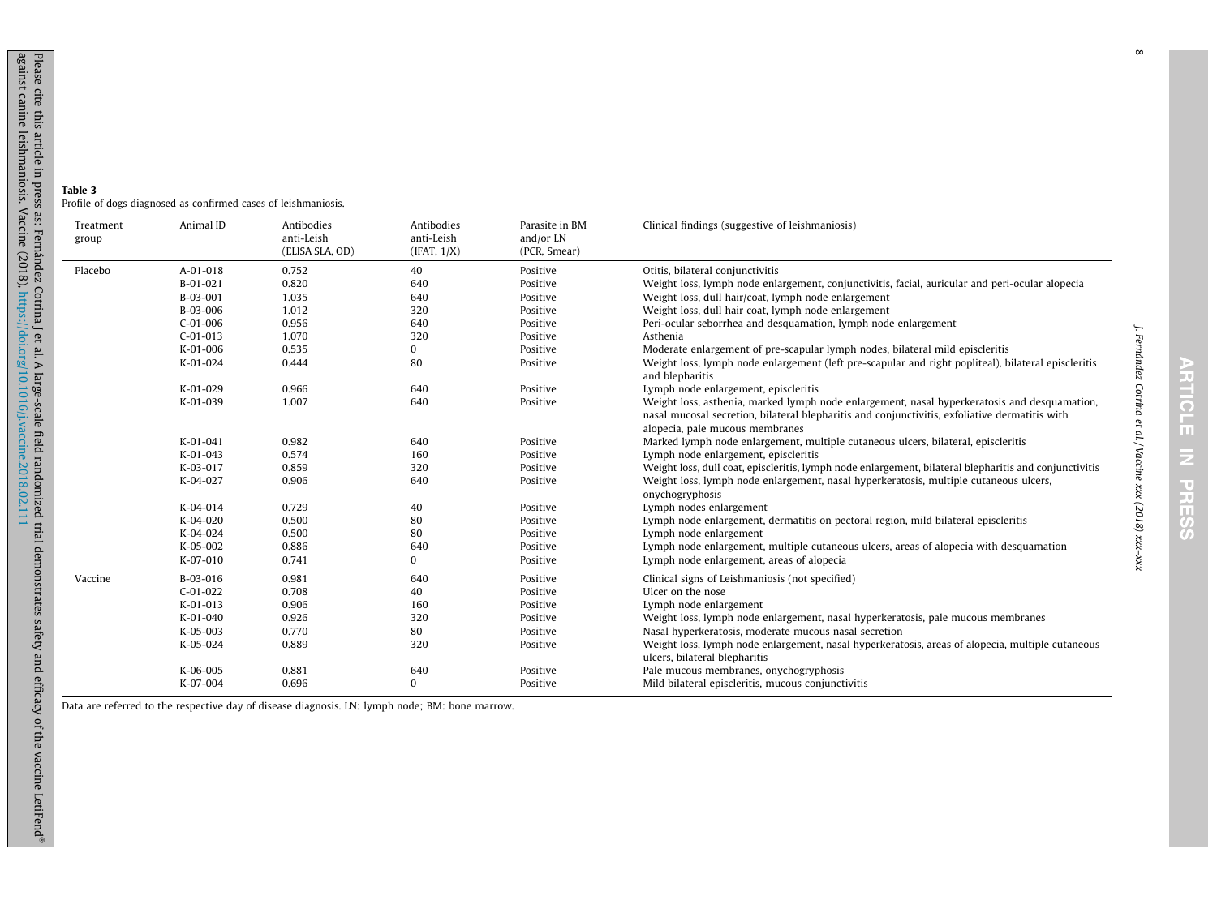**Table 3**
Profile of dogs diagnosed as confirmed cases of leishmaniosis.

| Treatment group | Animal ID | Antibodies anti-Leish (ELISA SLA, OD) | Antibodies anti-Leish (IFAT, 1/X) | Parasite in BM and/or LN (PCR, Smear) | Clinical findings (suggestive of leishmaniosis) |
|---|---|---|---|---|---|
| Placebo | A-01-018 | 0.752 | 40 | Positive | Otitis, bilateral conjunctivitis |
| | B-01-021 | 0.820 | 640 | Positive | Weight loss, lymph node enlargement, conjunctivitis, facial, auricular and peri-ocular alopecia |
| | B-03-001 | 1.035 | 640 | Positive | Weight loss, dull hair/coat, lymph node enlargement |
| | B-03-006 | 1.012 | 320 | Positive | Weight loss, dull hair coat, lymph node enlargement |
| | C-01-006 | 0.956 | 640 | Positive | Peri-ocular seborrhea and desquamation, lymph node enlargement |
| | C-01-013 | 1.070 | 320 | Positive | Asthenia |
| | K-01-006 | 0.535 | 0 | Positive | Moderate enlargement of pre-scapular lymph nodes, bilateral mild episcleritis |
| | K-01-024 | 0.444 | 80 | Positive | Weight loss, lymph node enlargement (left pre-scapular and right popliteal), bilateral episcleritis and blepharitis |
| | K-01-029 | 0.966 | 640 | Positive | Lymph node enlargement, episcleritis |
| | K-01-039 | 1.007 | 640 | Positive | Weight loss, asthenia, marked lymph node enlargement, nasal hyperkeratosis and desquamation, nasal mucosal secretion, bilateral blepharitis and conjunctivitis, exfoliative dermatitis with alopecia, pale mucous membranes |
| | K-01-041 | 0.982 | 640 | Positive | Marked lymph node enlargement, multiple cutaneous ulcers, bilateral, episcleritis |
| | K-01-043 | 0.574 | 160 | Positive | Lymph node enlargement, episcleritis |
| | K-03-017 | 0.859 | 320 | Positive | Weight loss, dull coat, episcleritis, lymph node enlargement, bilateral blepharitis and conjunctivitis |
| | K-04-027 | 0.906 | 640 | Positive | Weight loss, lymph node enlargement, nasal hyperkeratosis, multiple cutaneous ulcers, onychogryphosis |
| | K-04-014 | 0.729 | 40 | Positive | Lymph nodes enlargement |
| | K-04-020 | 0.500 | 80 | Positive | Lymph node enlargement, dermatitis on pectoral region, mild bilateral episcleritis |
| | K-04-024 | 0.500 | 80 | Positive | Lymph node enlargement |
| | K-05-002 | 0.886 | 640 | Positive | Lymph node enlargement, multiple cutaneous ulcers, areas of alopecia with desquamation |
| | K-07-010 | 0.741 | 0 | Positive | Lymph node enlargement, areas of alopecia |
| Vaccine | B-03-016 | 0.981 | 640 | Positive | Clinical signs of Leishmaniosis (not specified) |
| | C-01-022 | 0.708 | 40 | Positive | Ulcer on the nose |
| | K-01-013 | 0.906 | 160 | Positive | Lymph node enlargement |
| | K-01-040 | 0.926 | 320 | Positive | Weight loss, lymph node enlargement, nasal hyperkeratosis, pale mucous membranes |
| | K-05-003 | 0.770 | 80 | Positive | Nasal hyperkeratosis, moderate mucous nasal secretion |
| | K-05-024 | 0.889 | 320 | Positive | Weight loss, lymph node enlargement, nasal hyperkeratosis, areas of alopecia, multiple cutaneous ulcers, bilateral blepharitis |
| | K-06-005 | 0.881 | 640 | Positive | Pale mucous membranes, onychogryphosis |
| | K-07-004 | 0.696 | 0 | Positive | Mild bilateral episcleritis, mucous conjunctivitis |

Data are referred to the respective day of disease diagnosis. LN: lymph node; BM: bone marrow.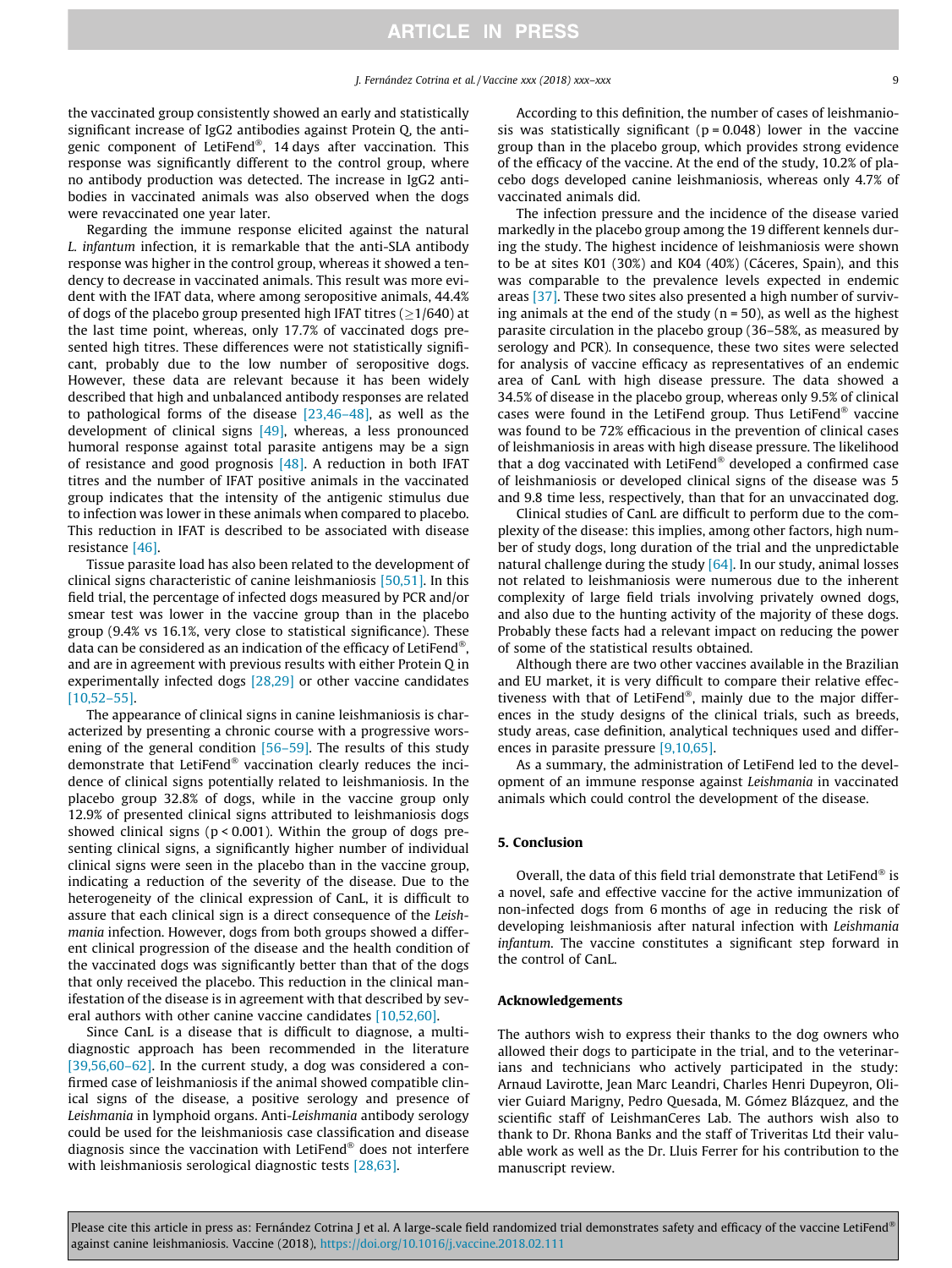the vaccinated group consistently showed an early and statistically significant increase of IgG2 antibodies against Protein Q, the antigenic component of LetiFend®, 14 days after vaccination. This response was significantly different to the control group, where no antibody production was detected. The increase in IgG2 antibodies in vaccinated animals was also observed when the dogs were revaccinated one year later.

Regarding the immune response elicited against the natural *L. infantum* infection, it is remarkable that the anti-SLA antibody response was higher in the control group, whereas it showed a tendency to decrease in vaccinated animals. This result was more evident with the IFAT data, where among seropositive animals, 44.4% of dogs of the placebo group presented high IFAT titres (≥1/640) at the last time point, whereas, only 17.7% of vaccinated dogs presented high titres. These differences were not statistically significant, probably due to the low number of seropositive dogs. However, these data are relevant because it has been widely described that high and unbalanced antibody responses are related to pathological forms of the disease [23,46–48], as well as the development of clinical signs [49], whereas, a less pronounced humoral response against total parasite antigens may be a sign of resistance and good prognosis [48]. A reduction in both IFAT titres and the number of IFAT positive animals in the vaccinated group indicates that the intensity of the antigenic stimulus due to infection was lower in these animals when compared to placebo. This reduction in IFAT is described to be associated with disease resistance [46].

Tissue parasite load has also been related to the development of clinical signs characteristic of canine leishmaniosis [50,51]. In this field trial, the percentage of infected dogs measured by PCR and/or smear test was lower in the vaccine group than in the placebo group (9.4% vs 16.1%, very close to statistical significance). These data can be considered as an indication of the efficacy of LetiFend®, and are in agreement with previous results with either Protein Q in experimentally infected dogs [28,29] or other vaccine candidates [10,52–55].

The appearance of clinical signs in canine leishmaniosis is characterized by presenting a chronic course with a progressive worsening of the general condition [56–59]. The results of this study demonstrate that LetiFend® vaccination clearly reduces the incidence of clinical signs potentially related to leishmaniosis. In the placebo group 32.8% of dogs, while in the vaccine group only 12.9% of presented clinical signs attributed to leishmaniosis dogs showed clinical signs ($p < 0.001$). Within the group of dogs presenting clinical signs, a significantly higher number of individual clinical signs were seen in the placebo than in the vaccine group, indicating a reduction of the severity of the disease. Due to the heterogeneity of the clinical expression of CanL, it is difficult to assure that each clinical sign is a direct consequence of the *Leishmania* infection. However, dogs from both groups showed a different clinical progression of the disease and the health condition of the vaccinated dogs was significantly better than that of the dogs that only received the placebo. This reduction in the clinical manifestation of the disease is in agreement with that described by several authors with other canine vaccine candidates [10,52,60].

Since CanL is a disease that is difficult to diagnose, a multidiagnostic approach has been recommended in the literature [39,56,60–62]. In the current study, a dog was considered a confirmed case of leishmaniosis if the animal showed compatible clinical signs of the disease, a positive serology and presence of *Leishmania* in lymphoid organs. Anti-*Leishmania* antibody serology could be used for the leishmaniosis case classification and disease diagnosis since the vaccination with LetiFend® does not interfere with leishmaniosis serological diagnostic tests [28,63].

According to this definition, the number of cases of leishmaniosis was statistically significant ($p = 0.048$) lower in the vaccine group than in the placebo group, which provides strong evidence of the efficacy of the vaccine. At the end of the study, 10.2% of placebo dogs developed canine leishmaniosis, whereas only 4.7% of vaccinated animals did.

The infection pressure and the incidence of the disease varied markedly in the placebo group among the 19 different kennels during the study. The highest incidence of leishmaniosis were shown to be at sites K01 (30%) and K04 (40%) (Cáceres, Spain), and this was comparable to the prevalence levels expected in endemic areas [37]. These two sites also presented a high number of surviving animals at the end of the study (n = 50), as well as the highest parasite circulation in the placebo group (36–58%, as measured by serology and PCR). In consequence, these two sites were selected for analysis of vaccine efficacy as representatives of an endemic area of CanL with high disease pressure. The data showed a 34.5% of disease in the placebo group, whereas only 9.5% of clinical cases were found in the LetiFend group. Thus LetiFend® vaccine was found to be 72% efficacious in the prevention of clinical cases of leishmaniosis in areas with high disease pressure. The likelihood that a dog vaccinated with LetiFend® developed a confirmed case of leishmaniosis or developed clinical signs of the disease was 5 and 9.8 time less, respectively, than that for an unvaccinated dog.

Clinical studies of CanL are difficult to perform due to the complexity of the disease: this implies, among other factors, high number of study dogs, long duration of the trial and the unpredictable natural challenge during the study [64]. In our study, animal losses not related to leishmaniosis were numerous due to the inherent complexity of large field trials involving privately owned dogs, and also due to the hunting activity of the majority of these dogs. Probably these facts had a relevant impact on reducing the power of some of the statistical results obtained.

Although there are two other vaccines available in the Brazilian and EU market, it is very difficult to compare their relative effectiveness with that of LetiFend®, mainly due to the major differences in the study designs of the clinical trials, such as breeds, study areas, case definition, analytical techniques used and differences in parasite pressure [9,10,65].

As a summary, the administration of LetiFend led to the development of an immune response against *Leishmania* in vaccinated animals which could control the development of the disease.

## 5. Conclusion

Overall, the data of this field trial demonstrate that LetiFend® is a novel, safe and effective vaccine for the active immunization of non-infected dogs from 6 months of age in reducing the risk of developing leishmaniosis after natural infection with *Leishmania infantum*. The vaccine constitutes a significant step forward in the control of CanL.

## Acknowledgements

The authors wish to express their thanks to the dog owners who allowed their dogs to participate in the trial, and to the veterinarians and technicians who actively participated in the study: Arnaud Lavirotte, Jean Marc Leandri, Charles Henri Dupeyron, Olivier Guiard Marigny, Pedro Quesada, M. Gómez Blázquez, and the scientific staff of LeishmanCeres Lab. The authors wish also to thank to Dr. Rhona Banks and the staff of Triveritas Ltd their valuable work as well as the Dr. Lluis Ferrer for his contribution to the manuscript review.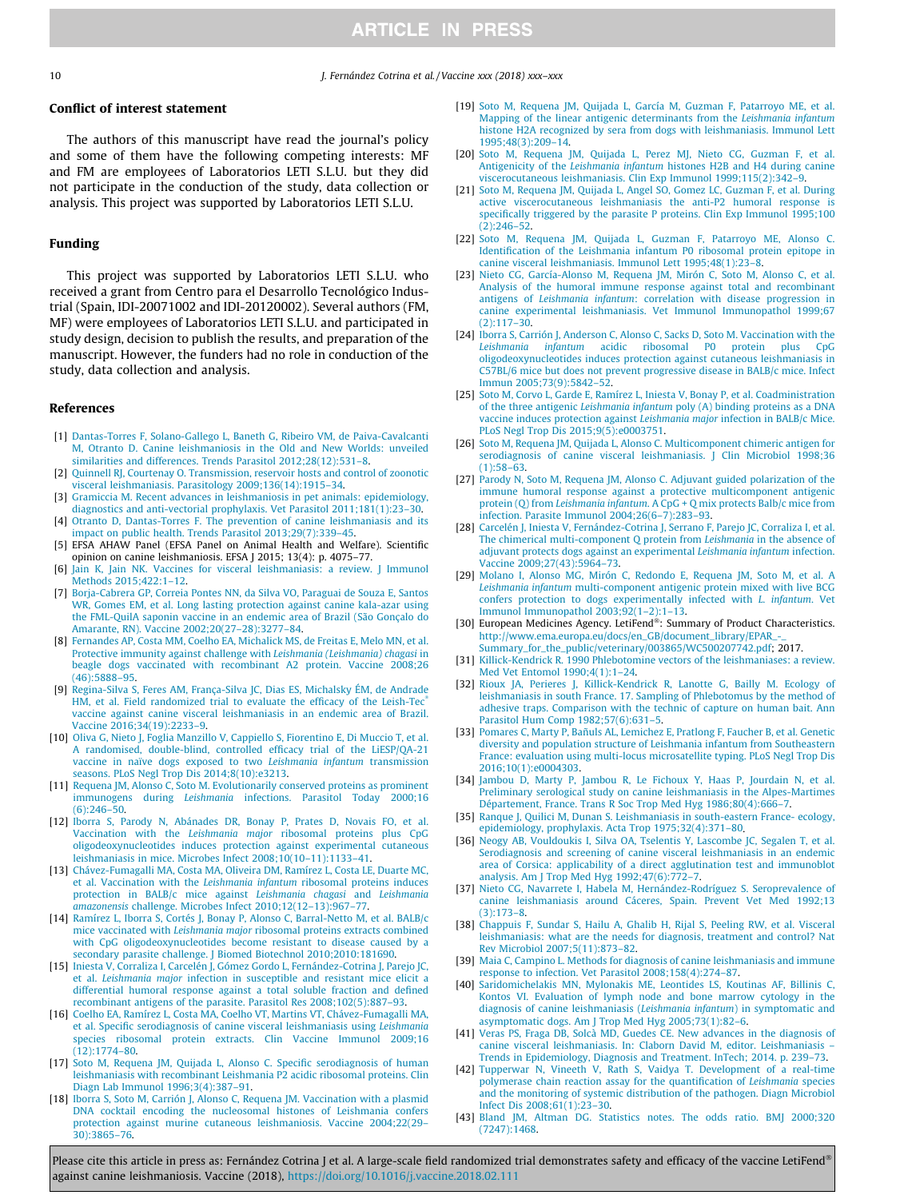## Conflict of interest statement

The authors of this manuscript have read the journal's policy and some of them have the following competing interests: MF and FM are employees of Laboratorios LETI S.L.U. but they did not participate in the conduction of the study, data collection or analysis. This project was supported by Laboratorios LETI S.L.U.

## Funding

This project was supported by Laboratorios LETI S.L.U. who received a grant from Centro para el Desarrollo Tecnológico Industrial (Spain, IDI-20071002 and IDI-20120002). Several authors (FM, MF) were employees of Laboratorios LETI S.L.U. and participated in study design, decision to publish the results, and preparation of the manuscript. However, the funders had no role in conduction of the study, data collection and analysis.

## References

[1] Dantas-Torres F, Solano-Gallego L, Baneth G, Ribeiro VM, de Paiva-Cavalcanti M, Otranto D. Canine leishmaniosis in the Old and New Worlds: unveiled similarities and differences. Trends Parasitol 2012;28(12):531–8.

[2] Quinnell RJ, Courtenay O. Transmission, reservoir hosts and control of zoonotic visceral leishmaniasis. Parasitology 2009;136(14):1915–34.

[3] Gramiccia M. Recent advances in leishmaniosis in pet animals: epidemiology, diagnostics and anti-vectorial prophylaxis. Vet Parasitol 2011;181(1):23–30.

[4] Otranto D, Dantas-Torres F. The prevention of canine leishmaniasis and its impact on public health. Trends Parasitol 2013;29(7):339–45.

[5] EFSA AHAW Panel (EFSA Panel on Animal Health and Welfare). Scientific opinion on canine leishmaniosis. EFSA J 2015; 13(4): p. 4075–77.

[6] Jain K, Jain NK. Vaccines for visceral leishmaniasis: a review. J Immunol Methods 2015;422:1–12.

[7] Borja-Cabrera GP, Correia Pontes NN, da Silva VO, Paraguai de Souza E, Santos WR, Gomes EM, et al. Long lasting protection against canine kala-azar using the FML-QuilA saponin vaccine in an endemic area of Brazil (São Gonçalo do Amarante, RN). Vaccine 2002;20(27–28):3277–84.

[8] Fernandes AP, Costa MM, Coelho EA, Michalick MS, de Freitas E, Melo MN, et al. Protective immunity against challenge with *Leishmania (Leishmania) chagasi* in beagle dogs vaccinated with recombinant A2 protein. Vaccine 2008;26 (46):5888–95.

[9] Regina-Silva S, Feres AM, França-Silva JC, Dias ES, Michalsky ÉM, de Andrade HM, et al. Field randomized trial to evaluate the efficacy of the Leish-Tec® vaccine against canine visceral leishmaniasis in an endemic area of Brazil. Vaccine 2016;34(19):2233–9.

[10] Oliva G, Nieto J, Foglia Manzillo V, Cappiello S, Fiorentino E, Di Muccio T, et al. A randomised, double-blind, controlled efficacy trial of the LiESP/QA-21 vaccine in naïve dogs exposed to two *Leishmania infantum* transmission seasons. PLoS Negl Trop Dis 2014;8(10):e3213.

[11] Requena JM, Alonso C, Soto M. Evolutionarily conserved proteins as prominent immunogens during *Leishmania* infections. Parasitol Today 2000;16 (6):246–50.

[12] Iborra S, Parody N, Abánades DR, Bonay P, Prates D, Novais FO, et al. Vaccination with the *Leishmania major* ribosomal proteins plus CpG oligodeoxynucleotides induces protection against experimental cutaneous leishmaniasis in mice. Microbes Infect 2008;10(10–11):1133–41.

[13] Chávez-Fumagalli MA, Costa MA, Oliveira DM, Ramírez L, Costa LE, Duarte MC, et al. Vaccination with the *Leishmania infantum* ribosomal proteins induces protection in BALB/c mice against *Leishmania chagasi* and *Leishmania amazonensis* challenge. Microbes Infect 2010;12(12–13):967–77.

[14] Ramírez L, Iborra S, Cortés J, Bonay P, Alonso C, Barral-Netto M, et al. BALB/c mice vaccinated with *Leishmania major* ribosomal proteins extracts combined with CpG oligodeoxynucleotides become resistant to disease caused by a secondary parasite challenge. J Biomed Biotechnol 2010;2010:181690.

[15] Iniesta V, Corraliza I, Carcelén J, Gómez Gordo L, Fernández-Cotrina J, Parejo JC, et al. *Leishmania major* infection in susceptible and resistant mice elicit a differential humoral response against a total soluble fraction and defined recombinant antigens of the parasite. Parasitol Res 2008;102(5):887–93.

[16] Coelho EA, Ramírez L, Costa MA, Coelho VT, Martins VT, Chávez-Fumagalli MA, et al. Specific serodiagnosis of canine visceral leishmaniasis using *Leishmania* species ribosomal protein extracts. Clin Vaccine Immunol 2009;16 (12):1774–80.

[17] Soto M, Requena JM, Quijada L, Alonso C. Specific serodiagnosis of human leishmaniasis with recombinant Leishmania P2 acidic ribosomal proteins. Clin Diagn Lab Immunol 1996;3(4):387–91.

[18] Iborra S, Soto M, Carrión J, Alonso C, Requena JM. Vaccination with a plasmid DNA cocktail encoding the nucleosomal histones of Leishmania confers protection against murine cutaneous leishmaniosis. Vaccine 2004;22(29–30):3865–76.

[19] Soto M, Requena JM, Quijada L, García M, Guzman F, Patarroyo ME, et al. Mapping of the linear antigenic determinants from the *Leishmania infantum* histone H2A recognized by sera from dogs with leishmaniasis. Immunol Lett 1995;48(3):209–14.

[20] Soto M, Requena JM, Quijada L, Perez MJ, Nieto CG, Guzman F, et al. Antigenicity of the *Leishmania infantum* histones H2B and H4 during canine viscerocutaneous leishmaniasis. Clin Exp Immunol 1999;115(2):342–9.

[21] Soto M, Requena JM, Quijada L, Angel SO, Gomez LC, Guzman F, et al. During active viscerocutaneous leishmaniasis the anti-P2 humoral response is specifically triggered by the parasite P proteins. Clin Exp Immunol 1995;100 (2):246–52.

[22] Soto M, Requena JM, Quijada L, Guzman F, Patarroyo ME, Alonso C. Identification of the Leishmania infantum P0 ribosomal protein epitope in canine visceral leishmaniasis. Immunol Lett 1995;48(1):23–8.

[23] Nieto CG, García-Alonso M, Requena JM, Mirón C, Soto M, Alonso C, et al. Analysis of the humoral immune response against total and recombinant antigens of *Leishmania infantum*: correlation with disease progression in canine experimental leishmaniasis. Vet Immunol Immunopathol 1999;67 (2):117–30.

[24] Iborra S, Carrión J, Anderson C, Alonso C, Sacks D, Soto M. Vaccination with the *Leishmania infantum* acidic ribosomal P0 protein plus CpG oligodeoxynucleotides induces protection against cutaneous leishmaniasis in C57BL/6 mice but does not prevent progressive disease in BALB/c mice. Infect Immun 2005;73(9):5842–52.

[25] Soto M, Corvo L, Garde E, Ramírez L, Iniesta V, Bonay P, et al. Coadministration of the three antigenic *Leishmania infantum* poly (A) binding proteins as a DNA vaccine induces protection against *Leishmania major* infection in BALB/c Mice. PLoS Negl Trop Dis 2015;9(5):e0003751.

[26] Soto M, Requena JM, Quijada L, Alonso C. Multicomponent chimeric antigen for serodiagnosis of canine visceral leishmaniasis. J Clin Microbiol 1998;36 (1):58–63.

[27] Parody N, Soto M, Requena JM, Alonso C. Adjuvant guided polarization of the immune humoral response against a protective multicomponent antigenic protein (Q) from *Leishmania infantum*. A CpG + Q mix protects Balb/c mice from infection. Parasite Immunol 2004;26(6–7):283–93.

[28] Carcelén J, Iniesta V, Fernández-Cotrina J, Serrano F, Parejo JC, Corraliza I, et al. The chimerical multi-component Q protein from *Leishmania* in the absence of adjuvant protects dogs against an experimental *Leishmania infantum* infection. Vaccine 2009;27(43):5964–73.

[29] Molano I, Alonso MG, Mirón C, Redondo E, Requena JM, Soto M, et al. A *Leishmania infantum* multi-component antigenic protein mixed with live BCG confers protection to dogs experimentally infected with *L. infantum*. Vet Immunol Immunopathol 2003;92(1–2):1–13.

[30] European Medicines Agency. LetiFend®: Summary of Product Characteristics. http://www.ema.europa.eu/docs/en_GB/document_library/EPAR_-_Summary_for_the_public/veterinary/003865/WC500207742.pdf; 2017.

[31] Killick-Kendrick R. 1990 Phlebotomine vectors of the leishmaniases: a review. Med Vet Entomol 1990;4(1):1–24.

[32] Rioux JA, Perieres J, Killick-Kendrick R, Lanotte G, Bailly M. Ecology of leishmaniasis in south France. 17. Sampling of Phlebotomus by the method of adhesive traps. Comparison with the technic of capture on human bait. Ann Parasitol Hum Comp 1982;57(6):631–5.

[33] Pomares C, Marty P, Bañuls AL, Lemichez E, Pratlong F, Faucher B, et al. Genetic diversity and population structure of Leishmania infantum from Southeastern France: evaluation using multi-locus microsatellite typing. PLoS Negl Trop Dis 2016;10(1):e0004303.

[34] Jambou D, Marty P, Jambou R, Le Fichoux Y, Haas P, Jourdain N, et al. Preliminary serological study on canine leishmaniasis in the Alpes-Maritimes Département, France. Trans R Soc Trop Med Hyg 1986;80(4):666–7.

[35] Ranque J, Quilici M, Dunan S. Leishmaniasis in south-eastern France- ecology, epidemiology, prophylaxis. Acta Trop 1975;32(4):371–80.

[36] Neogy AB, Vouldoukis I, Silva OA, Tselentis Y, Lascombe JC, Segalen T, et al. Serodiagnosis and screening of canine visceral leishmaniasis in an endemic area of Corsica: applicability of a direct agglutination test and immunoblot analysis. Am J Trop Med Hyg 1992;47(6):772–7.

[37] Nieto CG, Navarrete I, Habela M, Hernández-Rodríguez S. Seroprevalence of canine leishmaniasis around Cáceres, Spain. Prevent Vet Med 1992;13 (3):173–8.

[38] Chappuis F, Sundar S, Hailu A, Ghalib H, Rijal S, Peeling RW, et al. Visceral leishmaniasis: what are the needs for diagnosis, treatment and control? Nat Rev Microbiol 2007;5(11):873–82.

[39] Maia C, Campino L. Methods for diagnosis of canine leishmaniasis and immune response to infection. Vet Parasitol 2008;158(4):274–87.

[40] Saridomichelakis MN, Mylonakis ME, Leontides LS, Koutinas AF, Billinis C, Kontos VI. Evaluation of lymph node and bone marrow cytology in the diagnosis of canine leishmaniasis (*Leishmania infantum*) in symptomatic and asymptomatic dogs. Am J Trop Med Hyg 2005;73(1):82–6.

[41] Veras PS, Fraga DB, Solcà MD, Guedes CE. New advances in the diagnosis of canine visceral leishmaniasis. In: Claborn David M, editor. Leishmaniasis – Trends in Epidemiology, Diagnosis and Treatment. InTech; 2014. p. 239–73.

[42] Tupperwar N, Vineeth V, Rath S, Vaidya T. Development of a real-time polymerase chain reaction assay for the quantification of *Leishmania* species and the monitoring of systemic distribution of the pathogen. Diagn Microbiol Infect Dis 2008;61(1):23–30.

[43] Bland JM, Altman DG. Statistics notes. The odds ratio. BMJ 2000;320 (7247):1468.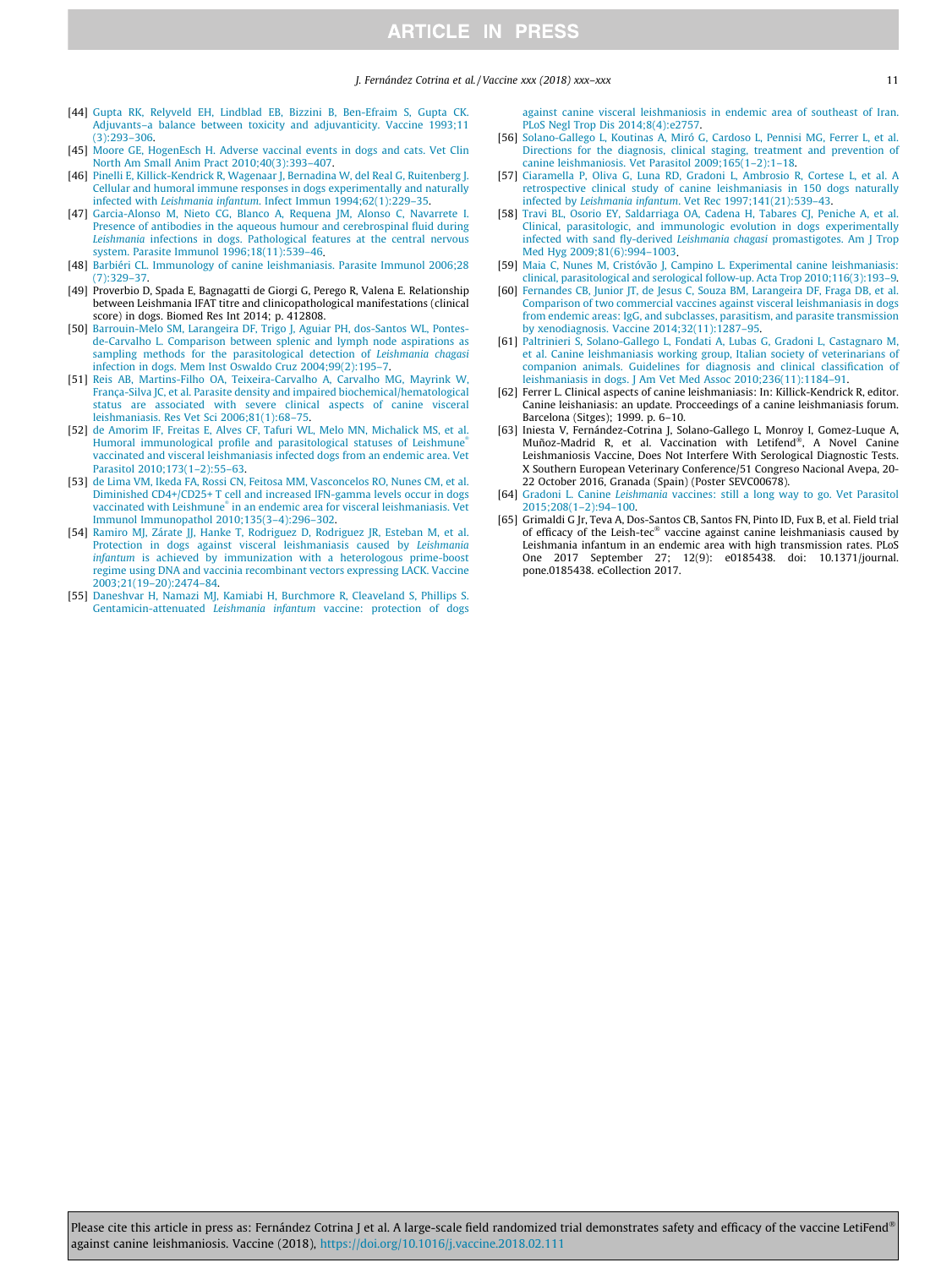[44] Gupta RK, Relyveld EH, Lindblad EB, Bizzini B, Ben-Efraim S, Gupta CK. Adjuvants–a balance between toxicity and adjuvanticity. Vaccine 1993;11(3):293–306.

[45] Moore GE, HogenEsch H. Adverse vaccinal events in dogs and cats. Vet Clin North Am Small Anim Pract 2010;40(3):393–407.

[46] Pinelli E, Killick-Kendrick R, Wagenaar J, Bernadina W, del Real G, Ruitenberg J. Cellular and humoral immune responses in dogs experimentally and naturally infected with *Leishmania infantum*. Infect Immun 1994;62(1):229–35.

[47] Garcia-Alonso M, Nieto CG, Blanco A, Requena JM, Alonso C, Navarrete I. Presence of antibodies in the aqueous humour and cerebrospinal fluid during *Leishmania* infections in dogs. Pathological features at the central nervous system. Parasite Immunol 1996;18(11):539–46.

[48] Barbiéri CL. Immunology of canine leishmaniasis. Parasite Immunol 2006;28(7):329–37.

[49] Proverbio D, Spada E, Bagnagatti de Giorgi G, Perego R, Valena E. Relationship between Leishmania IFAT titre and clinicopathological manifestations (clinical score) in dogs. Biomed Res Int 2014; p. 412808.

[50] Barrouin-Melo SM, Larangeira DF, Trigo J, Aguiar PH, dos-Santos WL, Pontes-de-Carvalho L. Comparison between splenic and lymph node aspirations as sampling methods for the parasitological detection of *Leishmania chagasi* infection in dogs. Mem Inst Oswaldo Cruz 2004;99(2):195–7.

[51] Reis AB, Martins-Filho OA, Teixeira-Carvalho A, Carvalho MG, Mayrink W, França-Silva JC, et al. Parasite density and impaired biochemical/hematological status are associated with severe clinical aspects of canine visceral leishmaniasis. Res Vet Sci 2006;81(1):68–75.

[52] de Amorim IF, Freitas E, Alves CF, Tafuri WL, Melo MN, Michalick MS, et al. Humoral immunological profile and parasitological statuses of Leishmune® vaccinated and visceral leishmaniasis infected dogs from an endemic area. Vet Parasitol 2010;173(1–2):55–63.

[53] de Lima VM, Ikeda FA, Rossi CN, Feitosa MM, Vasconcelos RO, Nunes CM, et al. Diminished CD4+/CD25+ T cell and increased IFN-gamma levels occur in dogs vaccinated with Leishmune® in an endemic area for visceral leishmaniasis. Vet Immunol Immunopathol 2010;135(3–4):296–302.

[54] Ramiro MJ, Zárate JJ, Hanke T, Rodriguez D, Rodriguez JR, Esteban M, et al. Protection in dogs against visceral leishmaniasis caused by *Leishmania infantum* is achieved by immunization with a heterologous prime-boost regime using DNA and vaccinia recombinant vectors expressing LACK. Vaccine 2003;21(19–20):2474–84.

[55] Daneshvar H, Namazi MJ, Kamiabi H, Burchmore R, Cleaveland S, Phillips S. Gentamicin-attenuated *Leishmania infantum* vaccine: protection of dogs against canine visceral leishmaniosis in endemic area of southeast of Iran. PLoS Negl Trop Dis 2014;8(4):e2757.

[56] Solano-Gallego L, Koutinas A, Miró G, Cardoso L, Pennisi MG, Ferrer L, et al. Directions for the diagnosis, clinical staging, treatment and prevention of canine leishmaniosis. Vet Parasitol 2009;165(1–2):1–18.

[57] Ciaramella P, Oliva G, Luna RD, Gradoni L, Ambrosio R, Cortese L, et al. A retrospective clinical study of canine leishmaniasis in 150 dogs naturally infected by *Leishmania infantum*. Vet Rec 1997;141(21):539–43.

[58] Travi BL, Osorio EY, Saldarriaga OA, Cadena H, Tabares CJ, Peniche A, et al. Clinical, parasitologic, and immunologic evolution in dogs experimentally infected with sand fly-derived *Leishmania chagasi* promastigotes. Am J Trop Med Hyg 2009;81(6):994–1003.

[59] Maia C, Nunes M, Cristóvão J, Campino L. Experimental canine leishmaniasis: clinical, parasitological and serological follow-up. Acta Trop 2010;116(3):193–9.

[60] Fernandes CB, Junior JT, de Jesus C, Souza BM, Larangeira DF, Fraga DB, et al. Comparison of two commercial vaccines against visceral leishmaniasis in dogs from endemic areas: IgG, and subclasses, parasitism, and parasite transmission by xenodiagnosis. Vaccine 2014;32(11):1287–95.

[61] Paltrinieri S, Solano-Gallego L, Fondati A, Lubas G, Gradoni L, Castagnaro M, et al. Canine leishmaniasis working group, Italian society of veterinarians of companion animals. Guidelines for diagnosis and clinical classification of leishmaniasis in dogs. J Am Vet Med Assoc 2010;236(11):1184–91.

[62] Ferrer L. Clinical aspects of canine leishmaniasis: In: Killick-Kendrick R, editor. Canine leishaniasis: an update. Procceedings of a canine leishmaniasis forum. Barcelona (Sitges); 1999. p. 6–10.

[63] Iniesta V, Fernández-Cotrina J, Solano-Gallego L, Monroy I, Gomez-Luque A, Muñoz-Madrid R, et al. Vaccination with Letifend®, A Novel Canine Leishmaniosis Vaccine, Does Not Interfere With Serological Diagnostic Tests. X Southern European Veterinary Conference/51 Congreso Nacional Avepa, 20-22 October 2016, Granada (Spain) (Poster SEVC00678).

[64] Gradoni L. Canine *Leishmania* vaccines: still a long way to go. Vet Parasitol 2015;208(1–2):94–100.

[65] Grimaldi G Jr, Teva A, Dos-Santos CB, Santos FN, Pinto ID, Fux B, et al. Field trial of efficacy of the Leish-tec® vaccine against canine leishmaniasis caused by Leishmania infantum in an endemic area with high transmission rates. PLoS One 2017 September 27; 12(9): e0185438. doi: 10.1371/journal.pone.0185438. eCollection 2017.